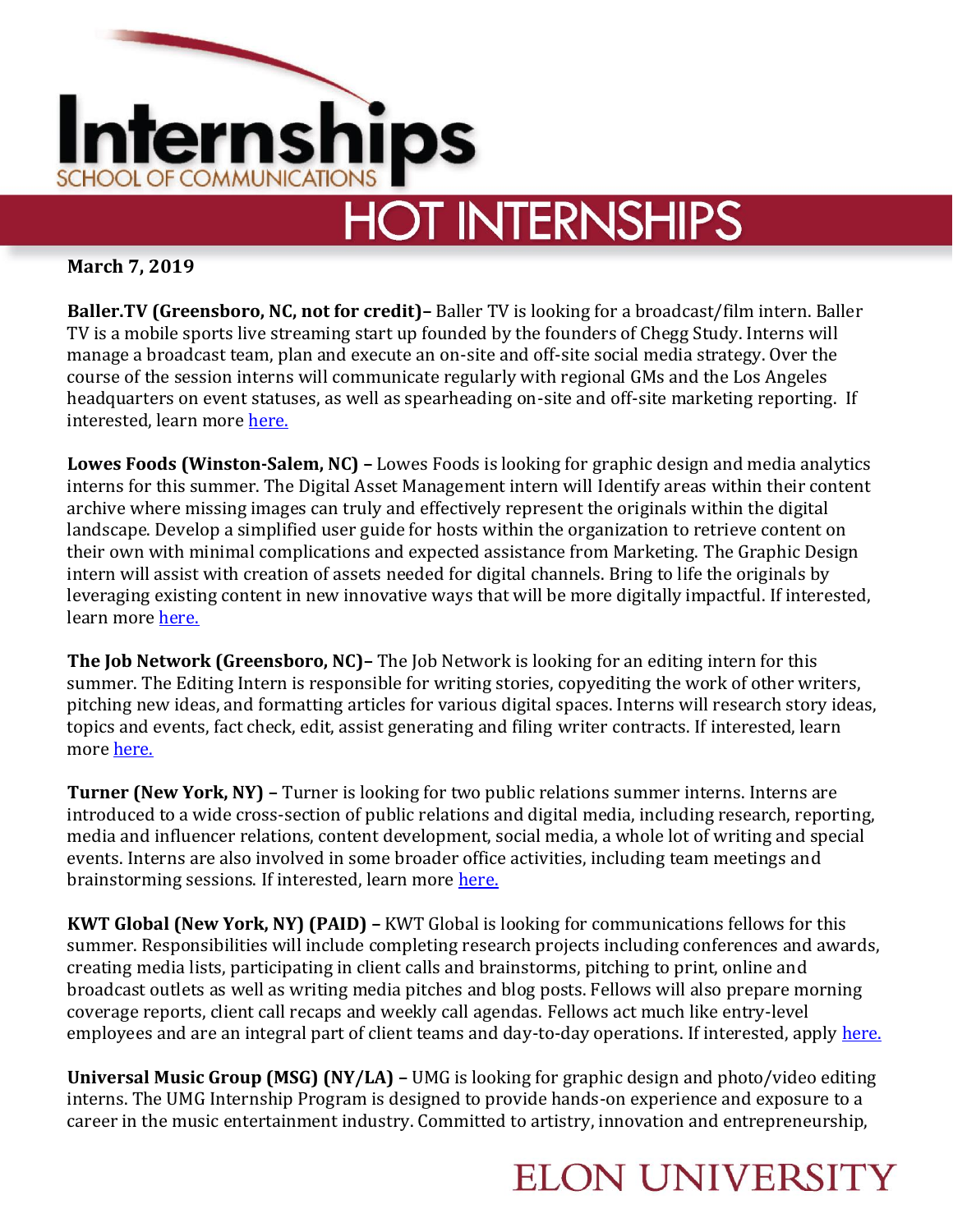# Internships

SCHOOL OF COMMUNICATIONS

## HOT INTERNSHIPS

**March 7, 2019**

**Baller.TV (Greensboro, NC, not for credit)–** Baller TV is looking for a broadcast/film intern. Baller TV is a mobile sports live streaming start up founded by the founders of Chegg Study. Interns will manage a broadcast team, plan and execute an on-site and off-site social media strategy. Over the course of the session interns will communicate regularly with regional GMs and the Los Angeles headquarters on event statuses, as well as spearheading on-site and off-site marketing reporting. If interested, learn more here.

**Lowes Foods (Winston-Salem, NC) –** Lowes Foods is looking for graphic design and media analytics interns for this summer. The Digital Asset Management intern will Identify areas within their content archive where missing images can truly and effectively represent the originals within the digital landscape. Develop a simplified user guide for hosts within the organization to retrieve content on their own with minimal complications and expected assistance from Marketing. The Graphic Design intern will assist with creation of assets needed for digital channels. Bring to life the originals by leveraging existing content in new innovative ways that will be more digitally impactful. If interested, learn more here.

**The Job Network (Greensboro, NC)–** The Job Network is looking for an editing intern for this summer. The Editing Intern is responsible for writing stories, copyediting the work of other writers, pitching new ideas, and formatting articles for various digital spaces. Interns will research story ideas, topics and events, fact check, edit, assist generating and filing writer contracts. If interested, learn more here.

**Turner (New York, NY) –** Turner is looking for two public relations summer interns. Interns are introduced to a wide cross-section of public relations and digital media, including research, reporting, media and influencer relations, content development, social media, a whole lot of writing and special events. Interns are also involved in some broader office activities, including team meetings and brainstorming sessions. If interested, learn more here.

**KWT Global (New York, NY) (PAID) –** KWT Global is looking for communications fellows for this summer. Responsibilities will include completing research projects including conferences and awards, creating media lists, participating in client calls and brainstorms, pitching to print, online and broadcast outlets as well as writing media pitches and blog posts. Fellows will also prepare morning coverage reports, client call recaps and weekly call agendas. Fellows act much like entry-level employees and are an integral part of client teams and day-to-day operations. If interested, apply here.

**Universal Music Group (MSG) (NY/LA) –** UMG is looking for graphic design and photo/video editing interns. The UMG Internship Program is designed to provide hands-on experience and exposure to a career in the music entertainment industry. Committed to artistry, innovation and entrepreneurship,

ELON UNIVERSITY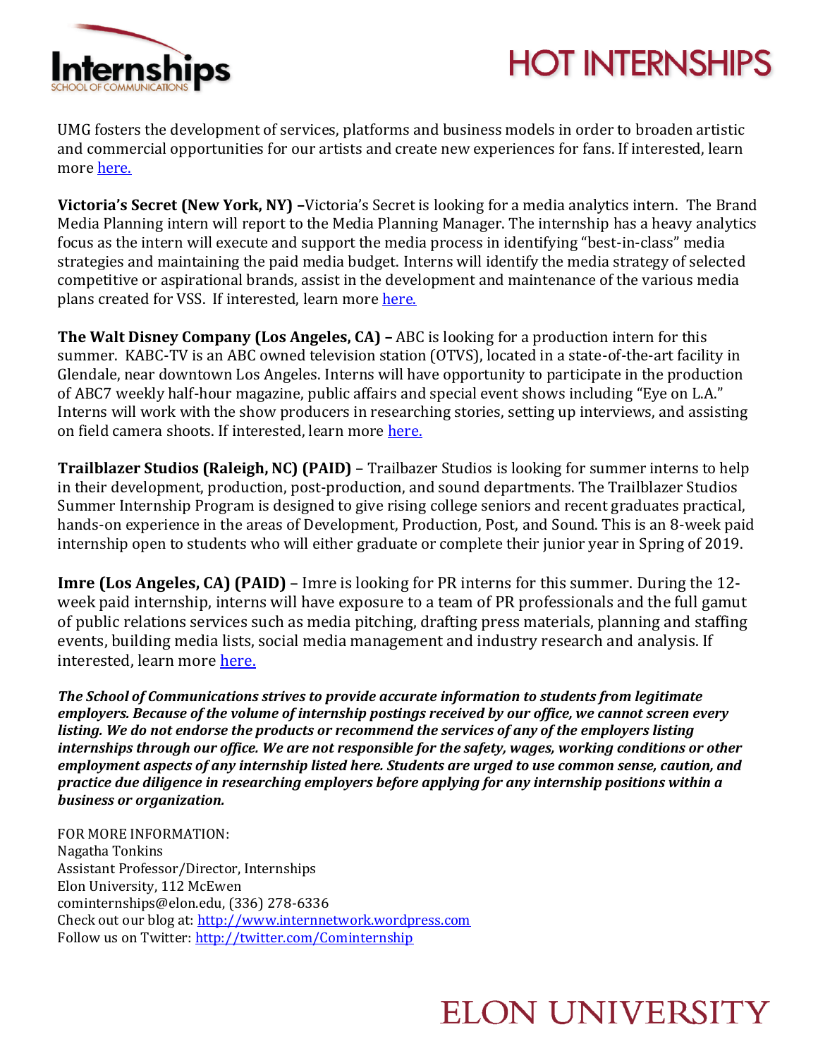UMG fosters the development of services, platforms and business models in order to broaden artistic and commercial opportunities for our artists and create new experiences for fans. If interested, learn more here.

**Victoria's Secret (New York, NY) –**Victoria's Secret is looking for a media analytics intern. The Brand Media Planning intern will report to the Media Planning Manager. The internship has a heavy analytics focus as the intern will execute and support the media process in identifying "best-in-class" media strategies and maintaining the paid media budget. Interns will identify the media strategy of selected competitive or aspirational brands, assist in the development and maintenance of the various media plans created for VSS. If interested, learn more here.

**The Walt Disney Company (Los Angeles, CA) –** ABC is looking for a production intern for this summer. KABC-TV is an ABC owned television station (OTVS), located in a state-of-the-art facility in Glendale, near downtown Los Angeles. Interns will have opportunity to participate in the production of ABC7 weekly half-hour magazine, public affairs and special event shows including "Eye on L.A." Interns will work with the show producers in researching stories, setting up interviews, and assisting on field camera shoots. If interested, learn more here.

**Trailblazer Studios (Raleigh, NC) (PAID)** – Trailbazer Studios is looking for summer interns to help in their development, production, post-production, and sound departments. The Trailblazer Studios Summer Internship Program is designed to give rising college seniors and recent graduates practical, hands-on experience in the areas of Development, Production, Post, and Sound. This is an 8-week paid internship open to students who will either graduate or complete their junior year in Spring of 2019.

**Imre (Los Angeles, CA) (PAID)** – Imre is looking for PR interns for this summer. During the 12-week paid internship, interns will have exposure to a team of PR professionals and the full gamut of public relations services such as media pitching, drafting press materials, planning and staffing events, building media lists, social media management and industry research and analysis. If interested, learn more here.

***The School of Communications strives to provide accurate information to students from legitimate employers. Because of the volume of internship postings received by our office, we cannot screen every listing. We do not endorse the products or recommend the services of any of the employers listing internships through our office. We are not responsible for the safety, wages, working conditions or other employment aspects of any internship listed here. Students are urged to use common sense, caution, and practice due diligence in researching employers before applying for any internship positions within a business or organization.***

FOR MORE INFORMATION:
Nagatha Tonkins
Assistant Professor/Director, Internships
Elon University, 112 McEwen
cominternships@elon.edu, (336) 278-6336
Check out our blog at: http://www.internnetwork.wordpress.com
Follow us on Twitter: http://twitter.com/Cominternship